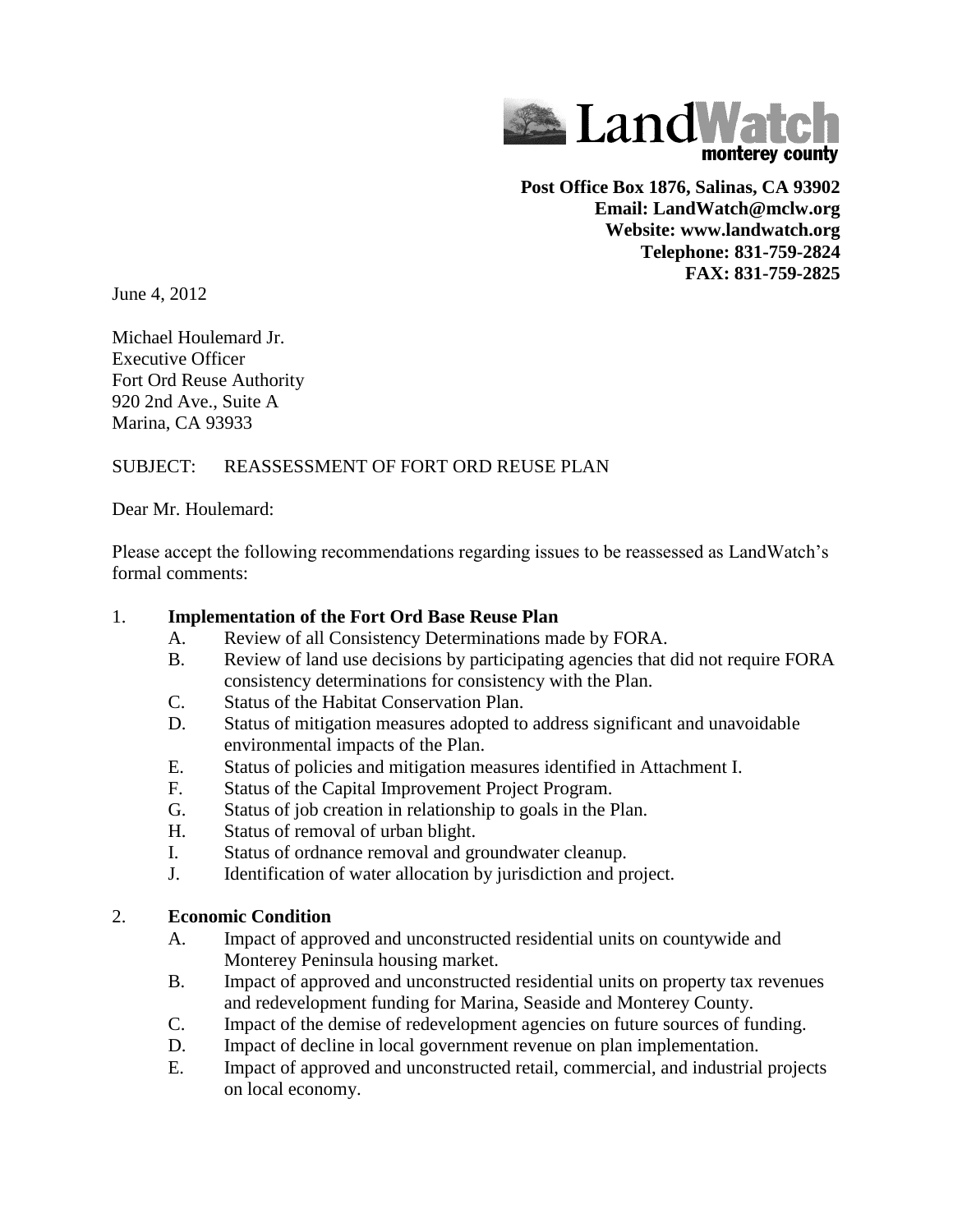LandWatch
monterey county

**Post Office Box 1876, Salinas, CA 93902**
**Email: LandWatch@mclw.org**
**Website: www.landwatch.org**
**Telephone: 831-759-2824**
**FAX: 831-759-2825**

June 4, 2012

Michael Houlemard Jr.
Executive Officer
Fort Ord Reuse Authority
920 2nd Ave., Suite A
Marina, CA 93933

SUBJECT: REASSESSMENT OF FORT ORD REUSE PLAN

Dear Mr. Houlemard:

Please accept the following recommendations regarding issues to be reassessed as LandWatch's formal comments:

1. **Implementation of the Fort Ord Base Reuse Plan**
   - A. Review of all Consistency Determinations made by FORA.
   - B. Review of land use decisions by participating agencies that did not require FORA consistency determinations for consistency with the Plan.
   - C. Status of the Habitat Conservation Plan.
   - D. Status of mitigation measures adopted to address significant and unavoidable environmental impacts of the Plan.
   - E. Status of policies and mitigation measures identified in Attachment I.
   - F. Status of the Capital Improvement Project Program.
   - G. Status of job creation in relationship to goals in the Plan.
   - H. Status of removal of urban blight.
   - I. Status of ordnance removal and groundwater cleanup.
   - J. Identification of water allocation by jurisdiction and project.

2. **Economic Condition**
   - A. Impact of approved and unconstructed residential units on countywide and Monterey Peninsula housing market.
   - B. Impact of approved and unconstructed residential units on property tax revenues and redevelopment funding for Marina, Seaside and Monterey County.
   - C. Impact of the demise of redevelopment agencies on future sources of funding.
   - D. Impact of decline in local government revenue on plan implementation.
   - E. Impact of approved and unconstructed retail, commercial, and industrial projects on local economy.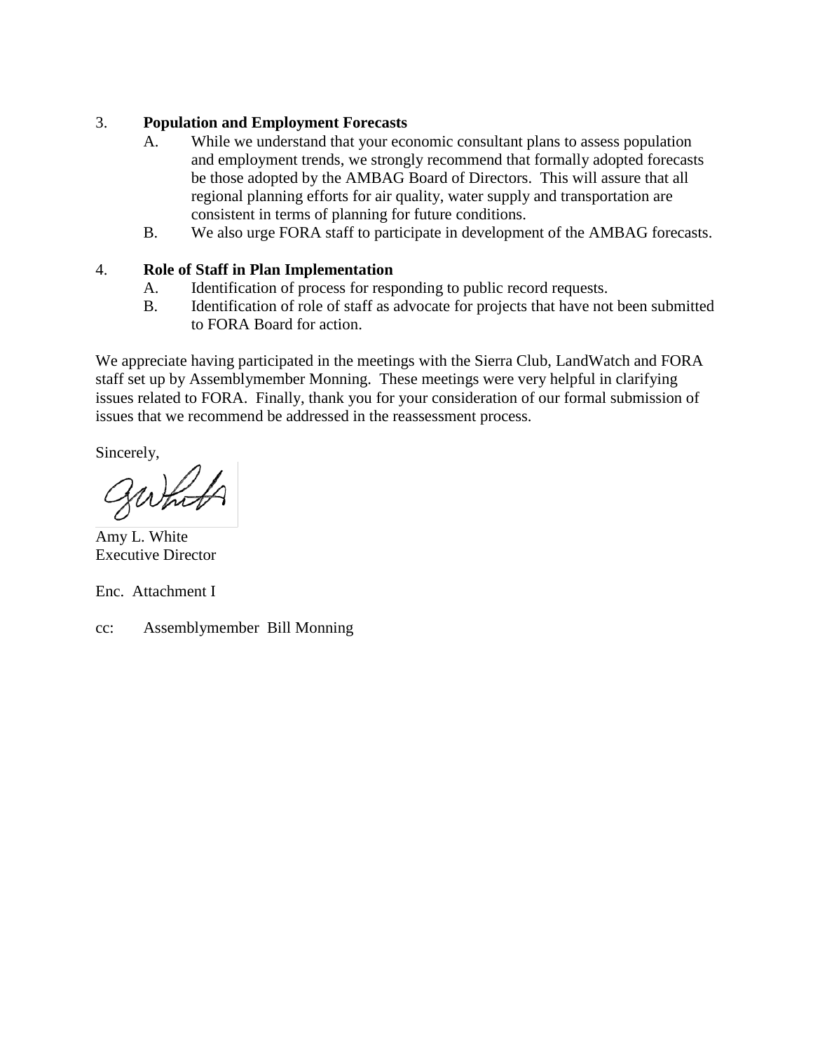3. **Population and Employment Forecasts**
   A. While we understand that your economic consultant plans to assess population and employment trends, we strongly recommend that formally adopted forecasts be those adopted by the AMBAG Board of Directors. This will assure that all regional planning efforts for air quality, water supply and transportation are consistent in terms of planning for future conditions.
   B. We also urge FORA staff to participate in development of the AMBAG forecasts.

4. **Role of Staff in Plan Implementation**
   A. Identification of process for responding to public record requests.
   B. Identification of role of staff as advocate for projects that have not been submitted to FORA Board for action.

We appreciate having participated in the meetings with the Sierra Club, LandWatch and FORA staff set up by Assemblymember Monning. These meetings were very helpful in clarifying issues related to FORA. Finally, thank you for your consideration of our formal submission of issues that we recommend be addressed in the reassessment process.

Sincerely,

Amy L. White
Executive Director

Enc. Attachment I

cc: Assemblymember Bill Monning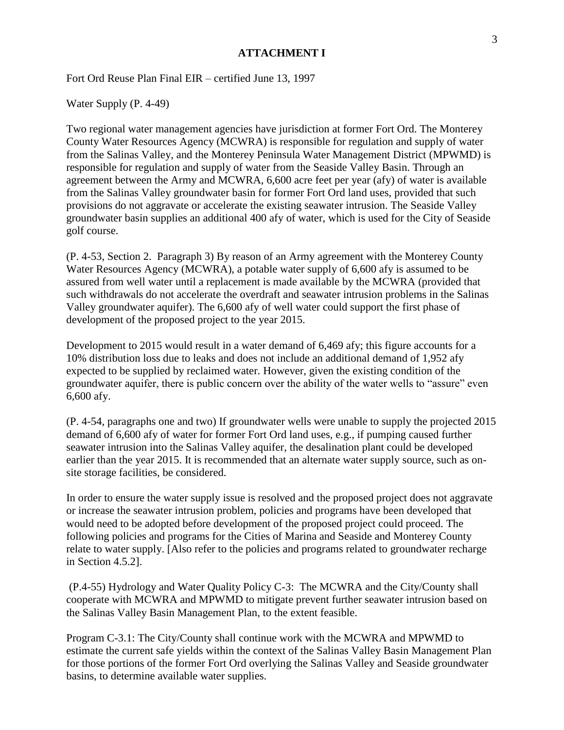**ATTACHMENT I**

Fort Ord Reuse Plan Final EIR – certified June 13, 1997

Water Supply (P. 4-49)

Two regional water management agencies have jurisdiction at former Fort Ord. The Monterey County Water Resources Agency (MCWRA) is responsible for regulation and supply of water from the Salinas Valley, and the Monterey Peninsula Water Management District (MPWMD) is responsible for regulation and supply of water from the Seaside Valley Basin. Through an agreement between the Army and MCWRA, 6,600 acre feet per year (afy) of water is available from the Salinas Valley groundwater basin for former Fort Ord land uses, provided that such provisions do not aggravate or accelerate the existing seawater intrusion. The Seaside Valley groundwater basin supplies an additional 400 afy of water, which is used for the City of Seaside golf course.

(P. 4-53, Section 2. Paragraph 3) By reason of an Army agreement with the Monterey County Water Resources Agency (MCWRA), a potable water supply of 6,600 afy is assumed to be assured from well water until a replacement is made available by the MCWRA (provided that such withdrawals do not accelerate the overdraft and seawater intrusion problems in the Salinas Valley groundwater aquifer). The 6,600 afy of well water could support the first phase of development of the proposed project to the year 2015.

Development to 2015 would result in a water demand of 6,469 afy; this figure accounts for a 10% distribution loss due to leaks and does not include an additional demand of 1,952 afy expected to be supplied by reclaimed water. However, given the existing condition of the groundwater aquifer, there is public concern over the ability of the water wells to "assure" even 6,600 afy.

(P. 4-54, paragraphs one and two) If groundwater wells were unable to supply the projected 2015 demand of 6,600 afy of water for former Fort Ord land uses, e.g., if pumping caused further seawater intrusion into the Salinas Valley aquifer, the desalination plant could be developed earlier than the year 2015. It is recommended that an alternate water supply source, such as on-site storage facilities, be considered.

In order to ensure the water supply issue is resolved and the proposed project does not aggravate or increase the seawater intrusion problem, policies and programs have been developed that would need to be adopted before development of the proposed project could proceed. The following policies and programs for the Cities of Marina and Seaside and Monterey County relate to water supply. [Also refer to the policies and programs related to groundwater recharge in Section 4.5.2].

(P.4-55) Hydrology and Water Quality Policy C-3: The MCWRA and the City/County shall cooperate with MCWRA and MPWMD to mitigate prevent further seawater intrusion based on the Salinas Valley Basin Management Plan, to the extent feasible.

Program C-3.1: The City/County shall continue work with the MCWRA and MPWMD to estimate the current safe yields within the context of the Salinas Valley Basin Management Plan for those portions of the former Fort Ord overlying the Salinas Valley and Seaside groundwater basins, to determine available water supplies.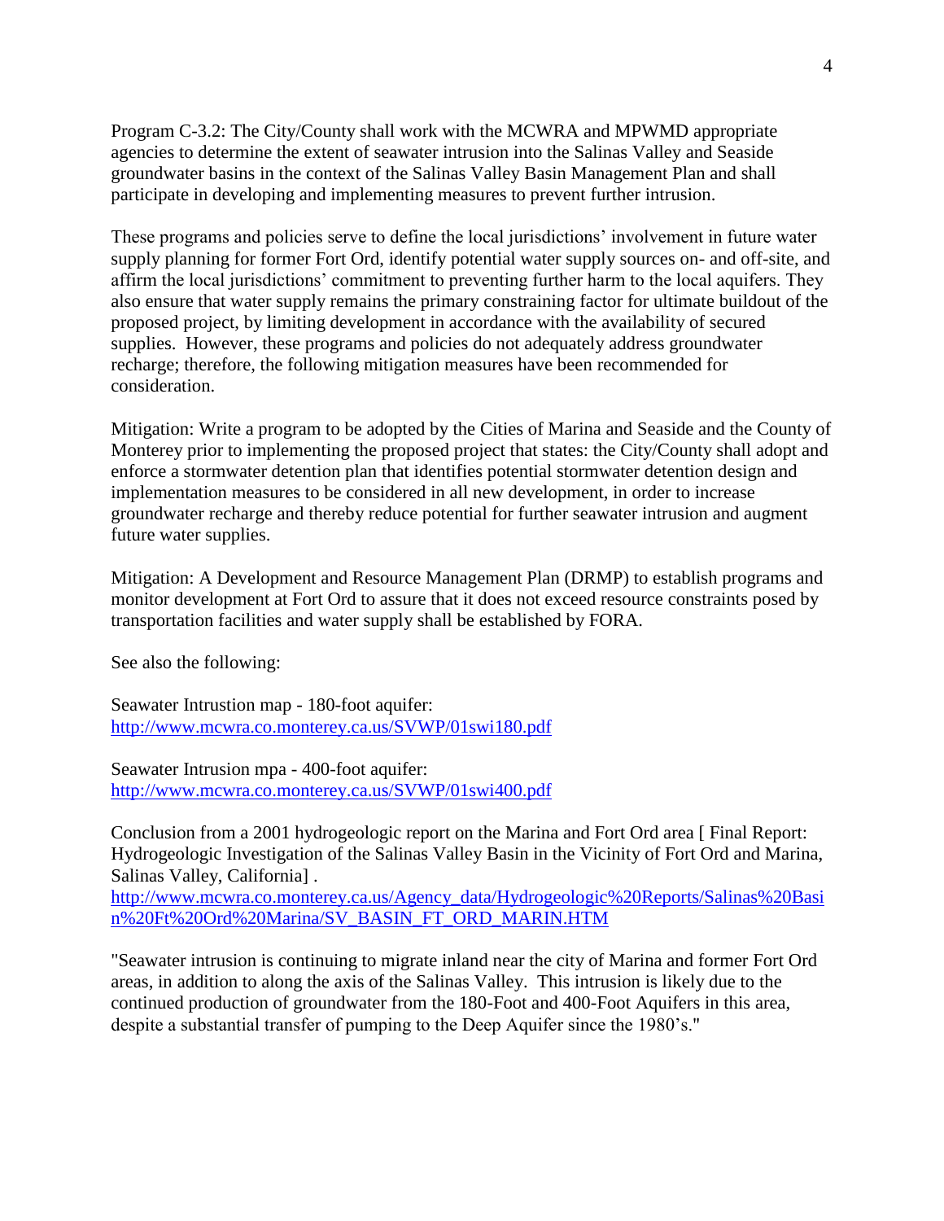Program C-3.2: The City/County shall work with the MCWRA and MPWMD appropriate agencies to determine the extent of seawater intrusion into the Salinas Valley and Seaside groundwater basins in the context of the Salinas Valley Basin Management Plan and shall participate in developing and implementing measures to prevent further intrusion.

These programs and policies serve to define the local jurisdictions' involvement in future water supply planning for former Fort Ord, identify potential water supply sources on- and off-site, and affirm the local jurisdictions' commitment to preventing further harm to the local aquifers. They also ensure that water supply remains the primary constraining factor for ultimate buildout of the proposed project, by limiting development in accordance with the availability of secured supplies. However, these programs and policies do not adequately address groundwater recharge; therefore, the following mitigation measures have been recommended for consideration.

Mitigation: Write a program to be adopted by the Cities of Marina and Seaside and the County of Monterey prior to implementing the proposed project that states: the City/County shall adopt and enforce a stormwater detention plan that identifies potential stormwater detention design and implementation measures to be considered in all new development, in order to increase groundwater recharge and thereby reduce potential for further seawater intrusion and augment future water supplies.

Mitigation: A Development and Resource Management Plan (DRMP) to establish programs and monitor development at Fort Ord to assure that it does not exceed resource constraints posed by transportation facilities and water supply shall be established by FORA.

See also the following:

Seawater Intrustion map - 180-foot aquifer:
http://www.mcwra.co.monterey.ca.us/SVWP/01swi180.pdf

Seawater Intrusion mpa - 400-foot aquifer:
http://www.mcwra.co.monterey.ca.us/SVWP/01swi400.pdf

Conclusion from a 2001 hydrogeologic report on the Marina and Fort Ord area [ Final Report: Hydrogeologic Investigation of the Salinas Valley Basin in the Vicinity of Fort Ord and Marina, Salinas Valley, California] .
http://www.mcwra.co.monterey.ca.us/Agency_data/Hydrogeologic%20Reports/Salinas%20Basin%20Ft%20Ord%20Marina/SV_BASIN_FT_ORD_MARIN.HTM

"Seawater intrusion is continuing to migrate inland near the city of Marina and former Fort Ord areas, in addition to along the axis of the Salinas Valley. This intrusion is likely due to the continued production of groundwater from the 180-Foot and 400-Foot Aquifers in this area, despite a substantial transfer of pumping to the Deep Aquifer since the 1980's."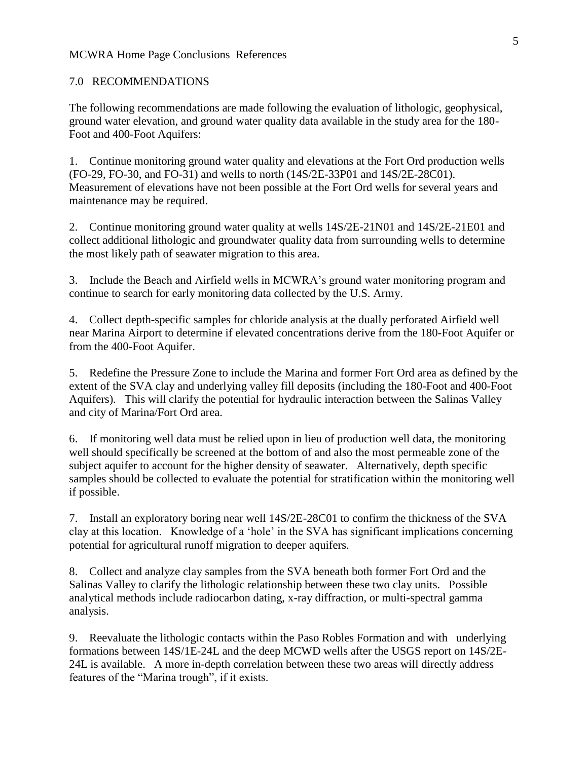MCWRA Home Page Conclusions References

## 7.0 RECOMMENDATIONS

The following recommendations are made following the evaluation of lithologic, geophysical, ground water elevation, and ground water quality data available in the study area for the 180-Foot and 400-Foot Aquifers:

1. Continue monitoring ground water quality and elevations at the Fort Ord production wells (FO-29, FO-30, and FO-31) and wells to north (14S/2E-33P01 and 14S/2E-28C01). Measurement of elevations have not been possible at the Fort Ord wells for several years and maintenance may be required.

2. Continue monitoring ground water quality at wells 14S/2E-21N01 and 14S/2E-21E01 and collect additional lithologic and groundwater quality data from surrounding wells to determine the most likely path of seawater migration to this area.

3. Include the Beach and Airfield wells in MCWRA's ground water monitoring program and continue to search for early monitoring data collected by the U.S. Army.

4. Collect depth-specific samples for chloride analysis at the dually perforated Airfield well near Marina Airport to determine if elevated concentrations derive from the 180-Foot Aquifer or from the 400-Foot Aquifer.

5. Redefine the Pressure Zone to include the Marina and former Fort Ord area as defined by the extent of the SVA clay and underlying valley fill deposits (including the 180-Foot and 400-Foot Aquifers). This will clarify the potential for hydraulic interaction between the Salinas Valley and city of Marina/Fort Ord area.

6. If monitoring well data must be relied upon in lieu of production well data, the monitoring well should specifically be screened at the bottom of and also the most permeable zone of the subject aquifer to account for the higher density of seawater. Alternatively, depth specific samples should be collected to evaluate the potential for stratification within the monitoring well if possible.

7. Install an exploratory boring near well 14S/2E-28C01 to confirm the thickness of the SVA clay at this location. Knowledge of a 'hole' in the SVA has significant implications concerning potential for agricultural runoff migration to deeper aquifers.

8. Collect and analyze clay samples from the SVA beneath both former Fort Ord and the Salinas Valley to clarify the lithologic relationship between these two clay units. Possible analytical methods include radiocarbon dating, x-ray diffraction, or multi-spectral gamma analysis.

9. Reevaluate the lithologic contacts within the Paso Robles Formation and with underlying formations between 14S/1E-24L and the deep MCWD wells after the USGS report on 14S/2E-24L is available. A more in-depth correlation between these two areas will directly address features of the "Marina trough", if it exists.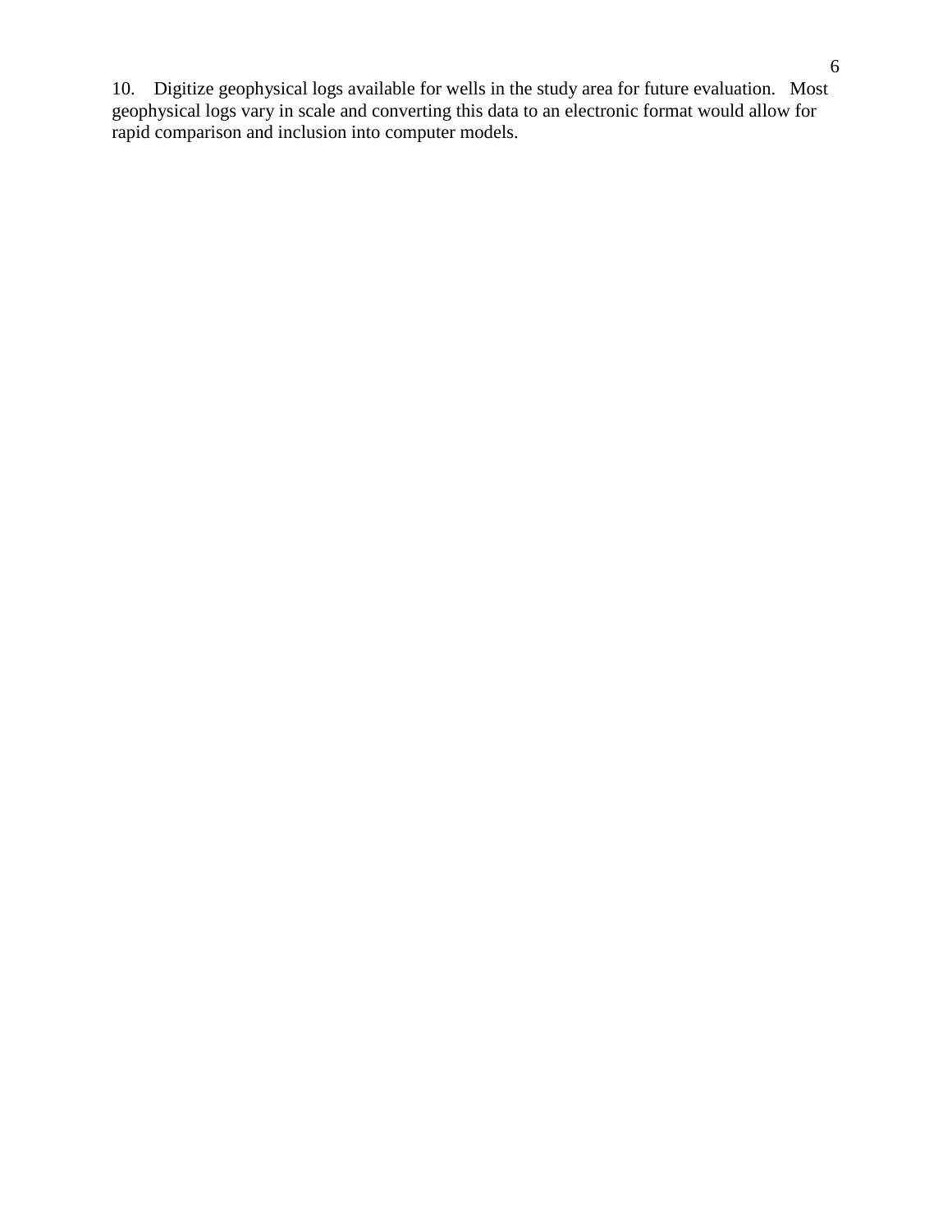10. Digitize geophysical logs available for wells in the study area for future evaluation. Most geophysical logs vary in scale and converting this data to an electronic format would allow for rapid comparison and inclusion into computer models.